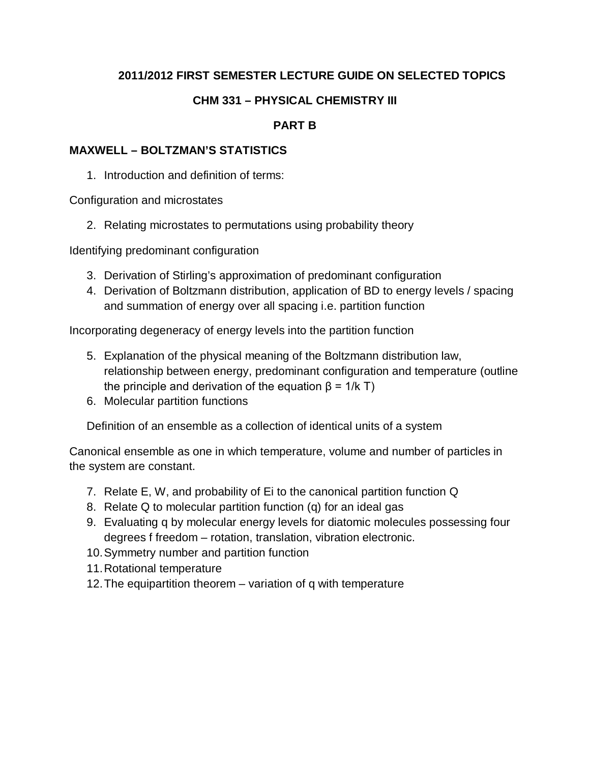**2011/2012 FIRST SEMESTER LECTURE GUIDE ON SELECTED TOPICS**

**CHM 331 – PHYSICAL CHEMISTRY III**

**PART B**

**MAXWELL – BOLTZMAN'S STATISTICS**

1. Introduction and definition of terms:

Configuration and microstates

2. Relating microstates to permutations using probability theory

Identifying predominant configuration

3. Derivation of Stirling's approximation of predominant configuration
4. Derivation of Boltzmann distribution, application of BD to energy levels / spacing and summation of energy over all spacing i.e. partition function

Incorporating degeneracy of energy levels into the partition function

5. Explanation of the physical meaning of the Boltzmann distribution law, relationship between energy, predominant configuration and temperature (outline the principle and derivation of the equation $\beta = 1/k\,T$)
6. Molecular partition functions

   Definition of an ensemble as a collection of identical units of a system

Canonical ensemble as one in which temperature, volume and number of particles in the system are constant.

7. Relate E, W, and probability of $E_i$ to the canonical partition function Q
8. Relate Q to molecular partition function (q) for an ideal gas
9. Evaluating q by molecular energy levels for diatomic molecules possessing four degrees f freedom – rotation, translation, vibration electronic.
10. Symmetry number and partition function
11. Rotational temperature
12. The equipartition theorem – variation of q with temperature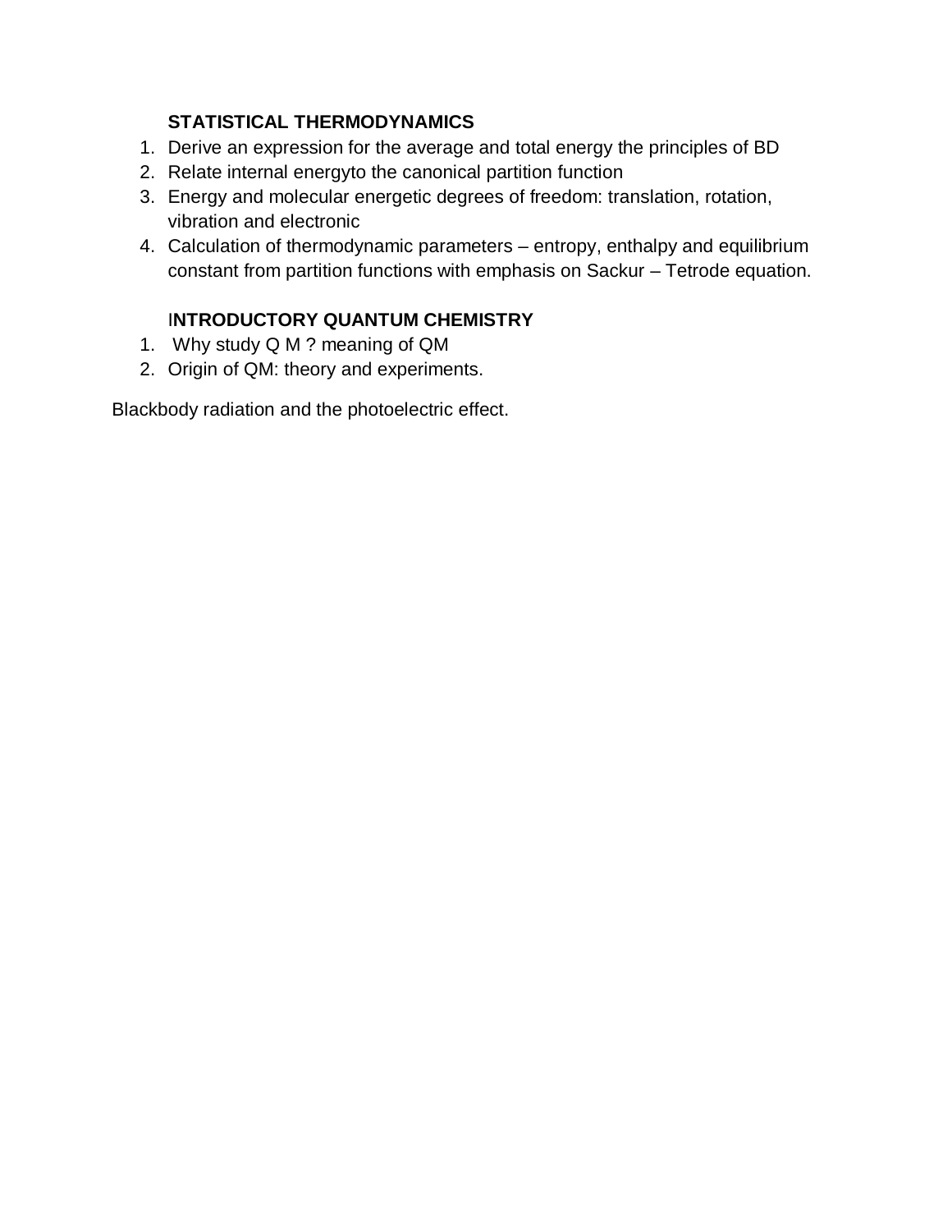**STATISTICAL THERMODYNAMICS**

1. Derive an expression for the average and total energy the principles of BD
2. Relate internal energyto the canonical partition function
3. Energy and molecular energetic degrees of freedom: translation, rotation, vibration and electronic
4. Calculation of thermodynamic parameters – entropy, enthalpy and equilibrium constant from partition functions with emphasis on Sackur – Tetrode equation.

**INTRODUCTORY QUANTUM CHEMISTRY**

1. Why study Q M ? meaning of QM
2. Origin of QM: theory and experiments.

Blackbody radiation and the photoelectric effect.